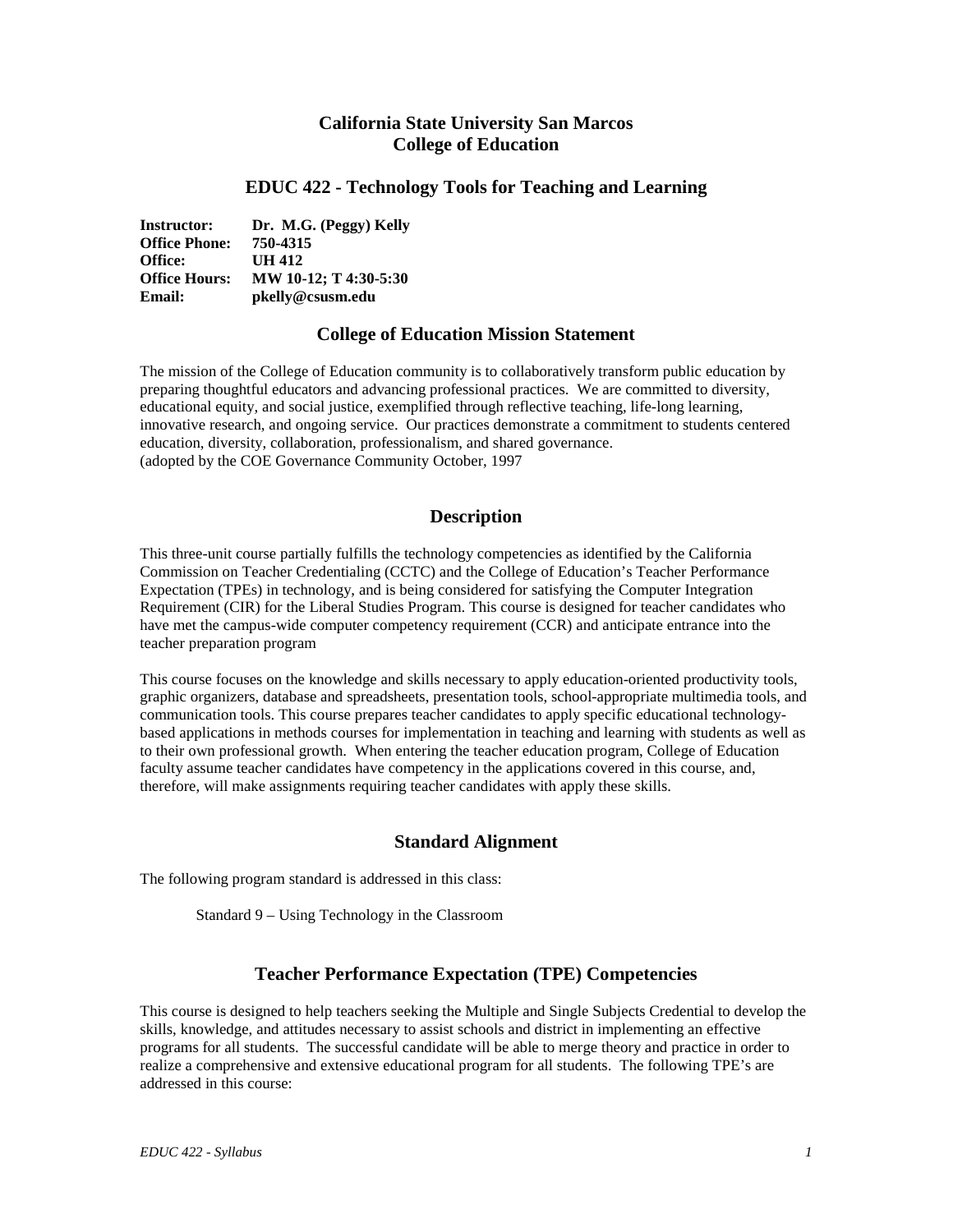# California State University San Marcos
# College of Education

## EDUC 422 - Technology Tools for Teaching and Learning

**Instructor:** **Dr. M.G. (Peggy) Kelly**
**Office Phone:** **750-4315**
**Office:** **UH 412**
**Office Hours:** **MW 10-12; T 4:30-5:30**
**Email:** **pkelly@csusm.edu**

## College of Education Mission Statement

The mission of the College of Education community is to collaboratively transform public education by preparing thoughtful educators and advancing professional practices. We are committed to diversity, educational equity, and social justice, exemplified through reflective teaching, life-long learning, innovative research, and ongoing service. Our practices demonstrate a commitment to students centered education, diversity, collaboration, professionalism, and shared governance.
(adopted by the COE Governance Community October, 1997

## Description

This three-unit course partially fulfills the technology competencies as identified by the California Commission on Teacher Credentialing (CCTC) and the College of Education's Teacher Performance Expectation (TPEs) in technology, and is being considered for satisfying the Computer Integration Requirement (CIR) for the Liberal Studies Program. This course is designed for teacher candidates who have met the campus-wide computer competency requirement (CCR) and anticipate entrance into the teacher preparation program

This course focuses on the knowledge and skills necessary to apply education-oriented productivity tools, graphic organizers, database and spreadsheets, presentation tools, school-appropriate multimedia tools, and communication tools. This course prepares teacher candidates to apply specific educational technology-based applications in methods courses for implementation in teaching and learning with students as well as to their own professional growth. When entering the teacher education program, College of Education faculty assume teacher candidates have competency in the applications covered in this course, and, therefore, will make assignments requiring teacher candidates with apply these skills.

## Standard Alignment

The following program standard is addressed in this class:

Standard 9 – Using Technology in the Classroom

## Teacher Performance Expectation (TPE) Competencies

This course is designed to help teachers seeking the Multiple and Single Subjects Credential to develop the skills, knowledge, and attitudes necessary to assist schools and district in implementing an effective programs for all students. The successful candidate will be able to merge theory and practice in order to realize a comprehensive and extensive educational program for all students. The following TPE's are addressed in this course: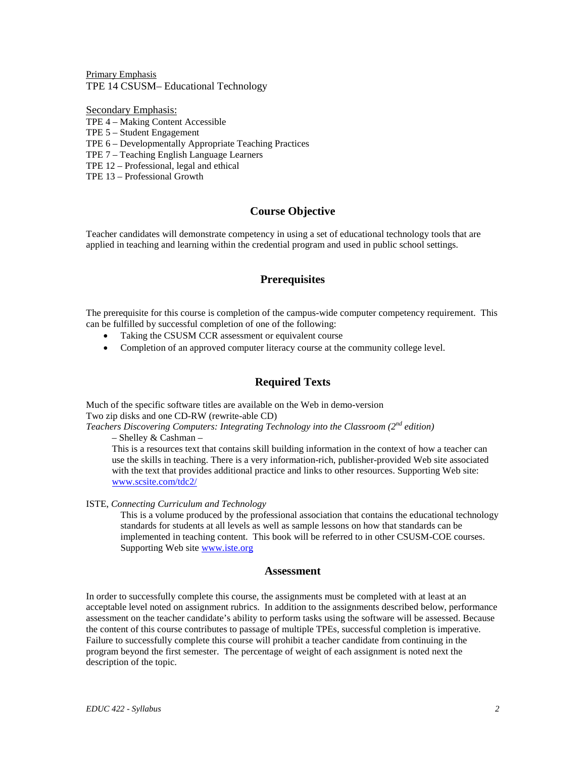Primary Emphasis
TPE 14 CSUSM– Educational Technology

Secondary Emphasis:
TPE 4 – Making Content Accessible
TPE 5 – Student Engagement
TPE 6 – Developmentally Appropriate Teaching Practices
TPE 7 – Teaching English Language Learners
TPE 12 – Professional, legal and ethical
TPE 13 – Professional Growth

## Course Objective

Teacher candidates will demonstrate competency in using a set of educational technology tools that are applied in teaching and learning within the credential program and used in public school settings.

## Prerequisites

The prerequisite for this course is completion of the campus-wide computer competency requirement. This can be fulfilled by successful completion of one of the following:

- Taking the CSUSM CCR assessment or equivalent course
- Completion of an approved computer literacy course at the community college level.

## Required Texts

Much of the specific software titles are available on the Web in demo-version
Two zip disks and one CD-RW (rewrite-able CD)
*Teachers Discovering Computers: Integrating Technology into the Classroom (2nd edition)*
– Shelley & Cashman –
This is a resources text that contains skill building information in the context of how a teacher can use the skills in teaching. There is a very information-rich, publisher-provided Web site associated with the text that provides additional practice and links to other resources. Supporting Web site: www.scsite.com/tdc2/

ISTE, *Connecting Curriculum and Technology*
This is a volume produced by the professional association that contains the educational technology standards for students at all levels as well as sample lessons on how that standards can be implemented in teaching content. This book will be referred to in other CSUSM-COE courses. Supporting Web site www.iste.org

## Assessment

In order to successfully complete this course, the assignments must be completed with at least at an acceptable level noted on assignment rubrics. In addition to the assignments described below, performance assessment on the teacher candidate's ability to perform tasks using the software will be assessed. Because the content of this course contributes to passage of multiple TPEs, successful completion is imperative. Failure to successfully complete this course will prohibit a teacher candidate from continuing in the program beyond the first semester. The percentage of weight of each assignment is noted next the description of the topic.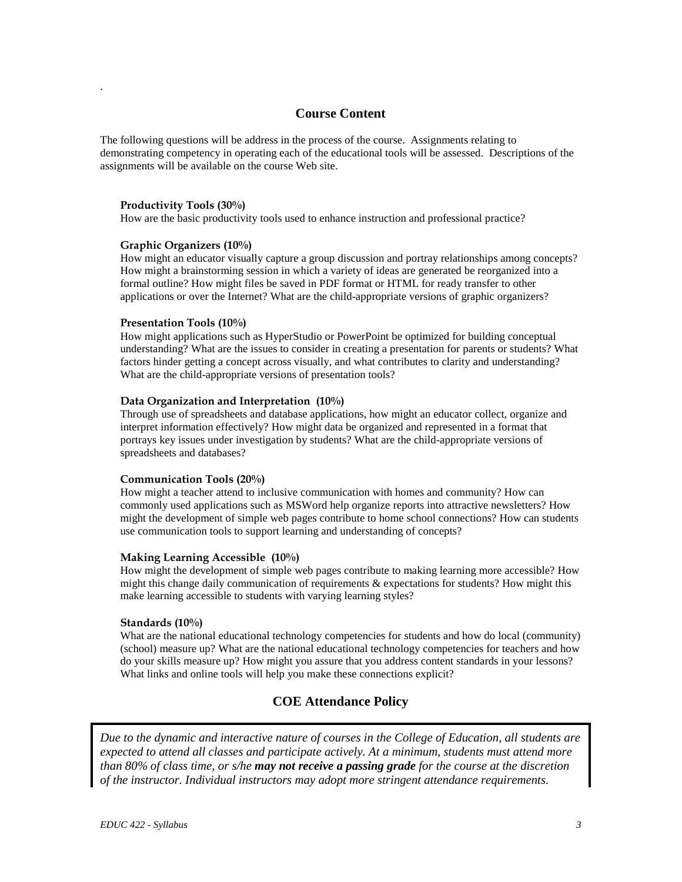## Course Content

The following questions will be address in the process of the course. Assignments relating to demonstrating competency in operating each of the educational tools will be assessed. Descriptions of the assignments will be available on the course Web site.

**Productivity Tools (30%)**
How are the basic productivity tools used to enhance instruction and professional practice?

**Graphic Organizers (10%)**
How might an educator visually capture a group discussion and portray relationships among concepts? How might a brainstorming session in which a variety of ideas are generated be reorganized into a formal outline? How might files be saved in PDF format or HTML for ready transfer to other applications or over the Internet? What are the child-appropriate versions of graphic organizers?

**Presentation Tools (10%)**
How might applications such as HyperStudio or PowerPoint be optimized for building conceptual understanding? What are the issues to consider in creating a presentation for parents or students? What factors hinder getting a concept across visually, and what contributes to clarity and understanding? What are the child-appropriate versions of presentation tools?

**Data Organization and Interpretation (10%)**
Through use of spreadsheets and database applications, how might an educator collect, organize and interpret information effectively? How might data be organized and represented in a format that portrays key issues under investigation by students? What are the child-appropriate versions of spreadsheets and databases?

**Communication Tools (20%)**
How might a teacher attend to inclusive communication with homes and community? How can commonly used applications such as MSWord help organize reports into attractive newsletters? How might the development of simple web pages contribute to home school connections? How can students use communication tools to support learning and understanding of concepts?

**Making Learning Accessible (10%)**
How might the development of simple web pages contribute to making learning more accessible? How might this change daily communication of requirements & expectations for students? How might this make learning accessible to students with varying learning styles?

**Standards (10%)**
What are the national educational technology competencies for students and how do local (community) (school) measure up? What are the national educational technology competencies for teachers and how do your skills measure up? How might you assure that you address content standards in your lessons? What links and online tools will help you make these connections explicit?

## COE Attendance Policy

*Due to the dynamic and interactive nature of courses in the College of Education, all students are expected to attend all classes and participate actively. At a minimum, students must attend more than 80% of class time, or s/he **may not receive a passing grade** for the course at the discretion of the instructor. Individual instructors may adopt more stringent attendance requirements.*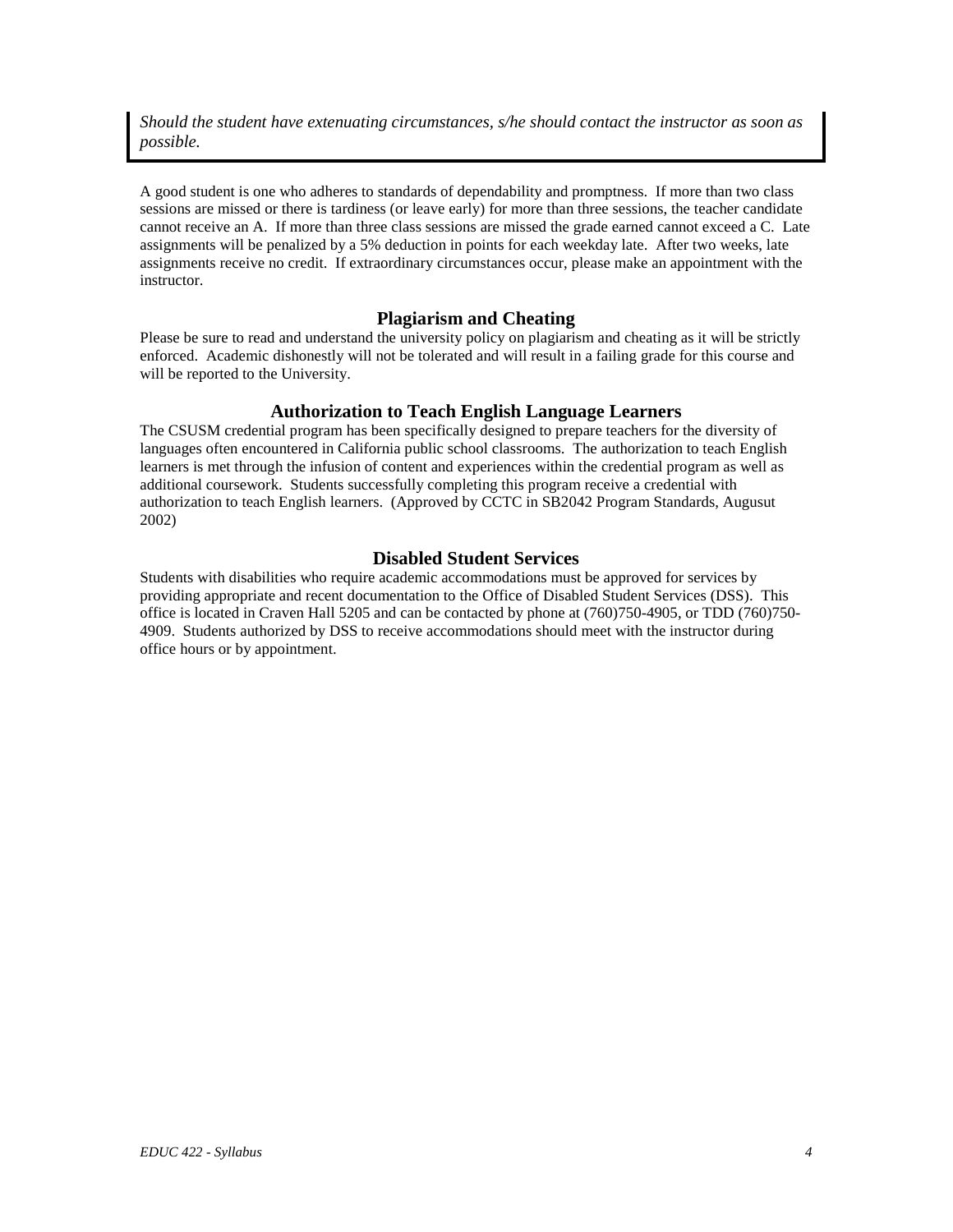*Should the student have extenuating circumstances, s/he should contact the instructor as soon as possible.*

A good student is one who adheres to standards of dependability and promptness. If more than two class sessions are missed or there is tardiness (or leave early) for more than three sessions, the teacher candidate cannot receive an A. If more than three class sessions are missed the grade earned cannot exceed a C. Late assignments will be penalized by a 5% deduction in points for each weekday late. After two weeks, late assignments receive no credit. If extraordinary circumstances occur, please make an appointment with the instructor.

## Plagiarism and Cheating

Please be sure to read and understand the university policy on plagiarism and cheating as it will be strictly enforced. Academic dishonestly will not be tolerated and will result in a failing grade for this course and will be reported to the University.

## Authorization to Teach English Language Learners

The CSUSM credential program has been specifically designed to prepare teachers for the diversity of languages often encountered in California public school classrooms. The authorization to teach English learners is met through the infusion of content and experiences within the credential program as well as additional coursework. Students successfully completing this program receive a credential with authorization to teach English learners. (Approved by CCTC in SB2042 Program Standards, Augusut 2002)

## Disabled Student Services

Students with disabilities who require academic accommodations must be approved for services by providing appropriate and recent documentation to the Office of Disabled Student Services (DSS). This office is located in Craven Hall 5205 and can be contacted by phone at (760)750-4905, or TDD (760)750-4909. Students authorized by DSS to receive accommodations should meet with the instructor during office hours or by appointment.